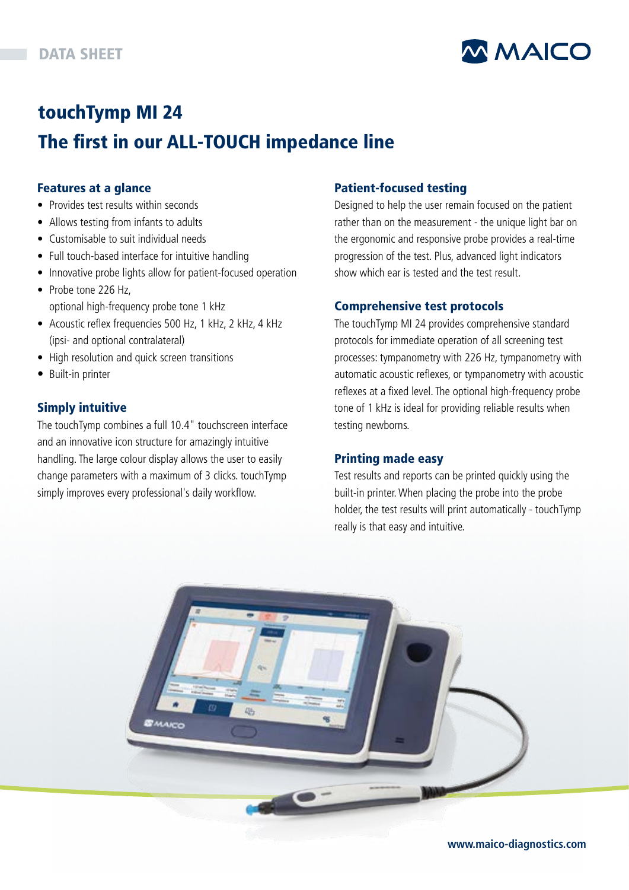DATA SHEET

# touchTymp MI 24
# The first in our ALL-TOUCH impedance line

## Features at a glance

- Provides test results within seconds
- Allows testing from infants to adults
- Customisable to suit individual needs
- Full touch-based interface for intuitive handling
- Innovative probe lights allow for patient-focused operation
- Probe tone 226 Hz,
  optional high-frequency probe tone 1 kHz
- Acoustic reflex frequencies 500 Hz, 1 kHz, 2 kHz, 4 kHz (ipsi- and optional contralateral)
- High resolution and quick screen transitions
- Built-in printer

## Simply intuitive

The touchTymp combines a full 10.4" touchscreen interface and an innovative icon structure for amazingly intuitive handling. The large colour display allows the user to easily change parameters with a maximum of 3 clicks. touchTymp simply improves every professional's daily workflow.

## Patient-focused testing

Designed to help the user remain focused on the patient rather than on the measurement - the unique light bar on the ergonomic and responsive probe provides a real-time progression of the test. Plus, advanced light indicators show which ear is tested and the test result.

## Comprehensive test protocols

The touchTymp MI 24 provides comprehensive standard protocols for immediate operation of all screening test processes: tympanometry with 226 Hz, tympanometry with automatic acoustic reflexes, or tympanometry with acoustic reflexes at a fixed level. The optional high-frequency probe tone of 1 kHz is ideal for providing reliable results when testing newborns.

## Printing made easy

Test results and reports can be printed quickly using the built-in printer. When placing the probe into the probe holder, the test results will print automatically - touchTymp really is that easy and intuitive.

www.maico-diagnostics.com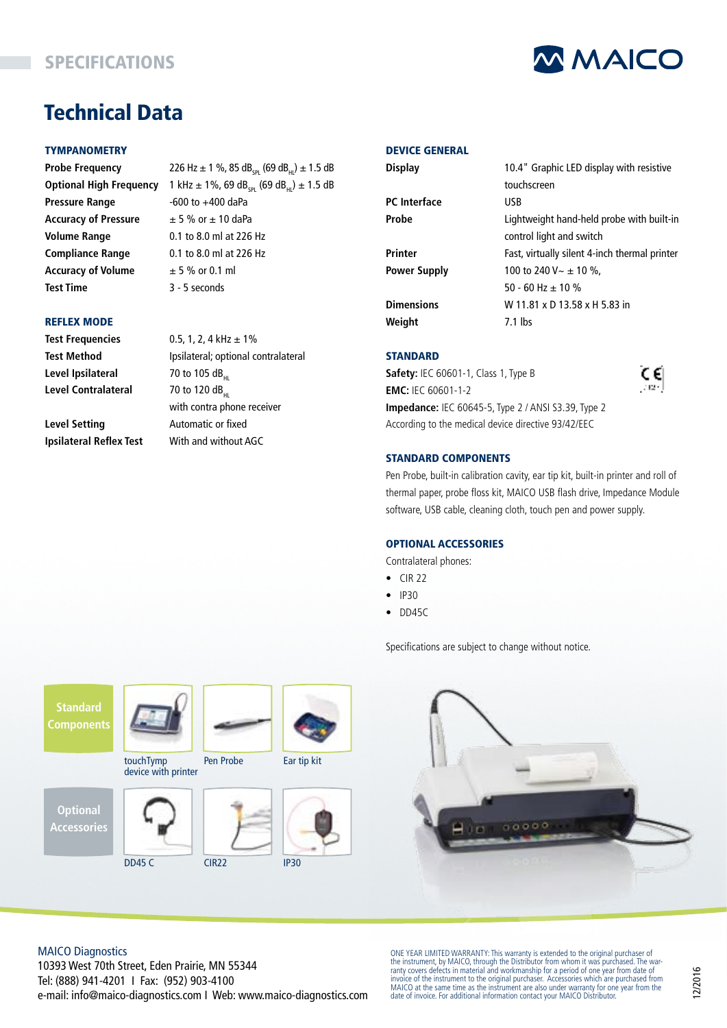## SPECIFICATIONS

# Technical Data

### TYMPANOMETRY

| | |
|---|---|
| **Probe Frequency** | 226 Hz ± 1 %, 85 $dB_{SPL}$ (69 $dB_{HL}$) ± 1.5 dB |
| **Optional High Frequency** | 1 kHz ± 1%, 69 $dB_{SPL}$ (69 $dB_{HL}$) ± 1.5 dB |
| **Pressure Range** | -600 to +400 daPa |
| **Accuracy of Pressure** | ± 5 % or ± 10 daPa |
| **Volume Range** | 0.1 to 8.0 ml at 226 Hz |
| **Compliance Range** | 0.1 to 8.0 ml at 226 Hz |
| **Accuracy of Volume** | ± 5 % or 0.1 ml |
| **Test Time** | 3 - 5 seconds |

### REFLEX MODE

| | |
|---|---|
| **Test Frequencies** | 0.5, 1, 2, 4 kHz ± 1% |
| **Test Method** | Ipsilateral; optional contralateral |
| **Level Ipsilateral** | 70 to 105 $dB_{HL}$ |
| **Level Contralateral** | 70 to 120 $dB_{HL}$ with contra phone receiver |
| **Level Setting** | Automatic or fixed |
| **Ipsilateral Reflex Test** | With and without AGC |

### DEVICE GENERAL

| | |
|---|---|
| **Display** | 10.4" Graphic LED display with resistive touchscreen |
| **PC Interface** | USB |
| **Probe** | Lightweight hand-held probe with built-in control light and switch |
| **Printer** | Fast, virtually silent 4-inch thermal printer |
| **Power Supply** | 100 to 240 V~ ± 10 %, 50 - 60 Hz ± 10 % |
| **Dimensions** | W 11.81 x D 13.58 x H 5.83 in |
| **Weight** | 7.1 lbs |

### STANDARD

**Safety:** IEC 60601-1, Class 1, Type B
**EMC:** IEC 60601-1-2
**Impedance:** IEC 60645-5, Type 2 / ANSI S3.39, Type 2
According to the medical device directive 93/42/EEC

### STANDARD COMPONENTS

Pen Probe, built-in calibration cavity, ear tip kit, built-in printer and roll of thermal paper, probe floss kit, MAICO USB flash drive, Impedance Module software, USB cable, cleaning cloth, touch pen and power supply.

### OPTIONAL ACCESSORIES

Contralateral phones:

- CIR 22
- IP30
- DD45C

Specifications are subject to change without notice.

**Standard Components**

touchTymp device with printer

Pen Probe

Ear tip kit

**Optional Accessories**

DD45 C

CIR22

IP30

MAICO Diagnostics
10393 West 70th Street, Eden Prairie, MN 55344
Tel: (888) 941-4201 I Fax: (952) 903-4100
e-mail: info@maico-diagnostics.com I Web: www.maico-diagnostics.com

ONE YEAR LIMITED WARRANTY: This warranty is extended to the original purchaser of the instrument, by MAICO, through the Distributor from whom it was purchased. The warranty covers defects in material and workmanship for a period of one year from date of invoice of the instrument to the original purchaser. Accessories which are purchased from MAICO at the same time as the instrument are also under warranty for one year from the date of invoice. For additional information contact your MAICO Distributor.

12/2016